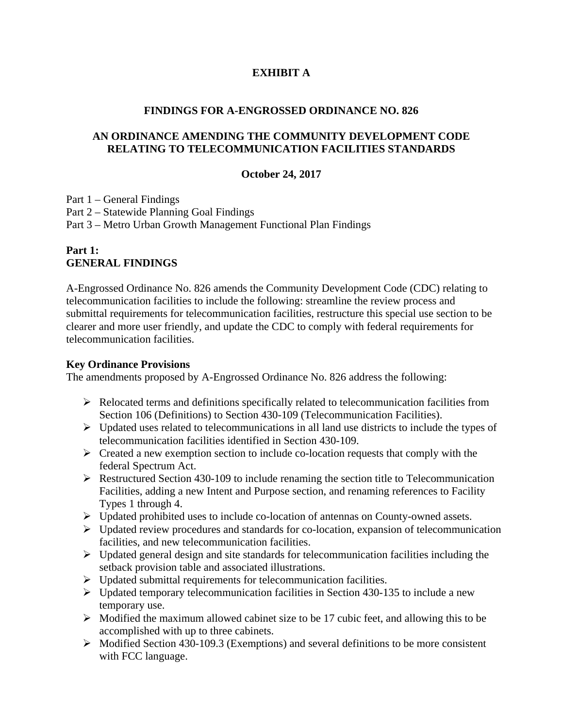# EXHIBIT A

## FINDINGS FOR A-ENGROSSED ORDINANCE NO. 826

## AN ORDINANCE AMENDING THE COMMUNITY DEVELOPMENT CODE RELATING TO TELECOMMUNICATION FACILITIES STANDARDS

**October 24, 2017**

Part 1 – General Findings
Part 2 – Statewide Planning Goal Findings
Part 3 – Metro Urban Growth Management Functional Plan Findings

## Part 1:
## GENERAL FINDINGS

A-Engrossed Ordinance No. 826 amends the Community Development Code (CDC) relating to telecommunication facilities to include the following: streamline the review process and submittal requirements for telecommunication facilities, restructure this special use section to be clearer and more user friendly, and update the CDC to comply with federal requirements for telecommunication facilities.

### Key Ordinance Provisions

The amendments proposed by A-Engrossed Ordinance No. 826 address the following:

- Relocated terms and definitions specifically related to telecommunication facilities from Section 106 (Definitions) to Section 430-109 (Telecommunication Facilities).
- Updated uses related to telecommunications in all land use districts to include the types of telecommunication facilities identified in Section 430-109.
- Created a new exemption section to include co-location requests that comply with the federal Spectrum Act.
- Restructured Section 430-109 to include renaming the section title to Telecommunication Facilities, adding a new Intent and Purpose section, and renaming references to Facility Types 1 through 4.
- Updated prohibited uses to include co-location of antennas on County-owned assets.
- Updated review procedures and standards for co-location, expansion of telecommunication facilities, and new telecommunication facilities.
- Updated general design and site standards for telecommunication facilities including the setback provision table and associated illustrations.
- Updated submittal requirements for telecommunication facilities.
- Updated temporary telecommunication facilities in Section 430-135 to include a new temporary use.
- Modified the maximum allowed cabinet size to be 17 cubic feet, and allowing this to be accomplished with up to three cabinets.
- Modified Section 430-109.3 (Exemptions) and several definitions to be more consistent with FCC language.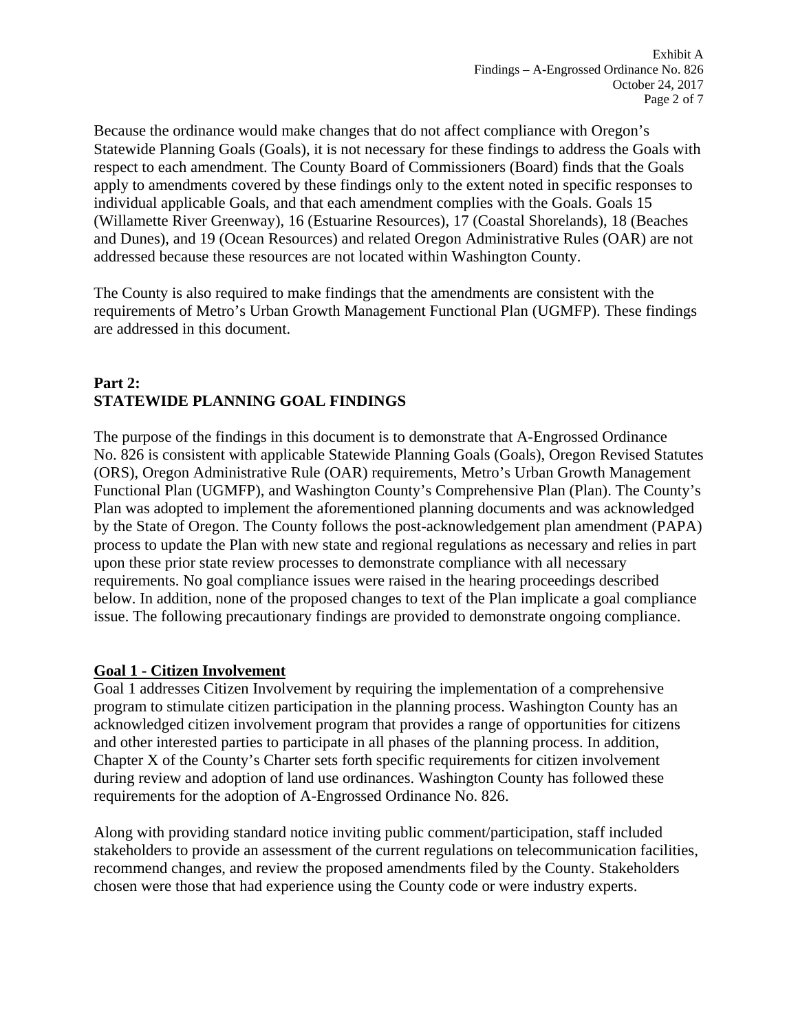Because the ordinance would make changes that do not affect compliance with Oregon's Statewide Planning Goals (Goals), it is not necessary for these findings to address the Goals with respect to each amendment. The County Board of Commissioners (Board) finds that the Goals apply to amendments covered by these findings only to the extent noted in specific responses to individual applicable Goals, and that each amendment complies with the Goals. Goals 15 (Willamette River Greenway), 16 (Estuarine Resources), 17 (Coastal Shorelands), 18 (Beaches and Dunes), and 19 (Ocean Resources) and related Oregon Administrative Rules (OAR) are not addressed because these resources are not located within Washington County.

The County is also required to make findings that the amendments are consistent with the requirements of Metro's Urban Growth Management Functional Plan (UGMFP). These findings are addressed in this document.

## Part 2: STATEWIDE PLANNING GOAL FINDINGS

The purpose of the findings in this document is to demonstrate that A-Engrossed Ordinance No. 826 is consistent with applicable Statewide Planning Goals (Goals), Oregon Revised Statutes (ORS), Oregon Administrative Rule (OAR) requirements, Metro's Urban Growth Management Functional Plan (UGMFP), and Washington County's Comprehensive Plan (Plan). The County's Plan was adopted to implement the aforementioned planning documents and was acknowledged by the State of Oregon. The County follows the post-acknowledgement plan amendment (PAPA) process to update the Plan with new state and regional regulations as necessary and relies in part upon these prior state review processes to demonstrate compliance with all necessary requirements. No goal compliance issues were raised in the hearing proceedings described below. In addition, none of the proposed changes to text of the Plan implicate a goal compliance issue. The following precautionary findings are provided to demonstrate ongoing compliance.

### Goal 1 - Citizen Involvement

Goal 1 addresses Citizen Involvement by requiring the implementation of a comprehensive program to stimulate citizen participation in the planning process. Washington County has an acknowledged citizen involvement program that provides a range of opportunities for citizens and other interested parties to participate in all phases of the planning process. In addition, Chapter X of the County's Charter sets forth specific requirements for citizen involvement during review and adoption of land use ordinances. Washington County has followed these requirements for the adoption of A-Engrossed Ordinance No. 826.

Along with providing standard notice inviting public comment/participation, staff included stakeholders to provide an assessment of the current regulations on telecommunication facilities, recommend changes, and review the proposed amendments filed by the County. Stakeholders chosen were those that had experience using the County code or were industry experts.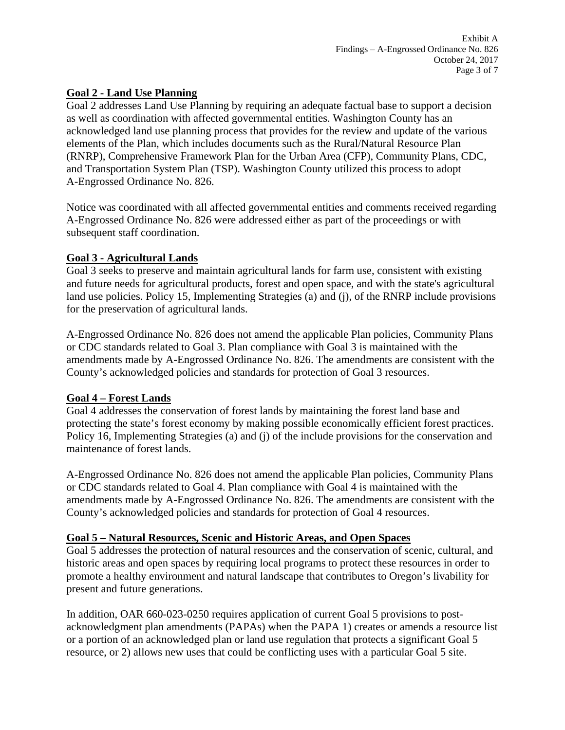## Goal 2 - Land Use Planning

Goal 2 addresses Land Use Planning by requiring an adequate factual base to support a decision as well as coordination with affected governmental entities. Washington County has an acknowledged land use planning process that provides for the review and update of the various elements of the Plan, which includes documents such as the Rural/Natural Resource Plan (RNRP), Comprehensive Framework Plan for the Urban Area (CFP), Community Plans, CDC, and Transportation System Plan (TSP). Washington County utilized this process to adopt A-Engrossed Ordinance No. 826.

Notice was coordinated with all affected governmental entities and comments received regarding A-Engrossed Ordinance No. 826 were addressed either as part of the proceedings or with subsequent staff coordination.

## Goal 3 - Agricultural Lands

Goal 3 seeks to preserve and maintain agricultural lands for farm use, consistent with existing and future needs for agricultural products, forest and open space, and with the state's agricultural land use policies. Policy 15, Implementing Strategies (a) and (j), of the RNRP include provisions for the preservation of agricultural lands.

A-Engrossed Ordinance No. 826 does not amend the applicable Plan policies, Community Plans or CDC standards related to Goal 3. Plan compliance with Goal 3 is maintained with the amendments made by A-Engrossed Ordinance No. 826. The amendments are consistent with the County's acknowledged policies and standards for protection of Goal 3 resources.

## Goal 4 – Forest Lands

Goal 4 addresses the conservation of forest lands by maintaining the forest land base and protecting the state's forest economy by making possible economically efficient forest practices. Policy 16, Implementing Strategies (a) and (j) of the include provisions for the conservation and maintenance of forest lands.

A-Engrossed Ordinance No. 826 does not amend the applicable Plan policies, Community Plans or CDC standards related to Goal 4. Plan compliance with Goal 4 is maintained with the amendments made by A-Engrossed Ordinance No. 826. The amendments are consistent with the County's acknowledged policies and standards for protection of Goal 4 resources.

## Goal 5 – Natural Resources, Scenic and Historic Areas, and Open Spaces

Goal 5 addresses the protection of natural resources and the conservation of scenic, cultural, and historic areas and open spaces by requiring local programs to protect these resources in order to promote a healthy environment and natural landscape that contributes to Oregon's livability for present and future generations.

In addition, OAR 660-023-0250 requires application of current Goal 5 provisions to post-acknowledgment plan amendments (PAPAs) when the PAPA 1) creates or amends a resource list or a portion of an acknowledged plan or land use regulation that protects a significant Goal 5 resource, or 2) allows new uses that could be conflicting uses with a particular Goal 5 site.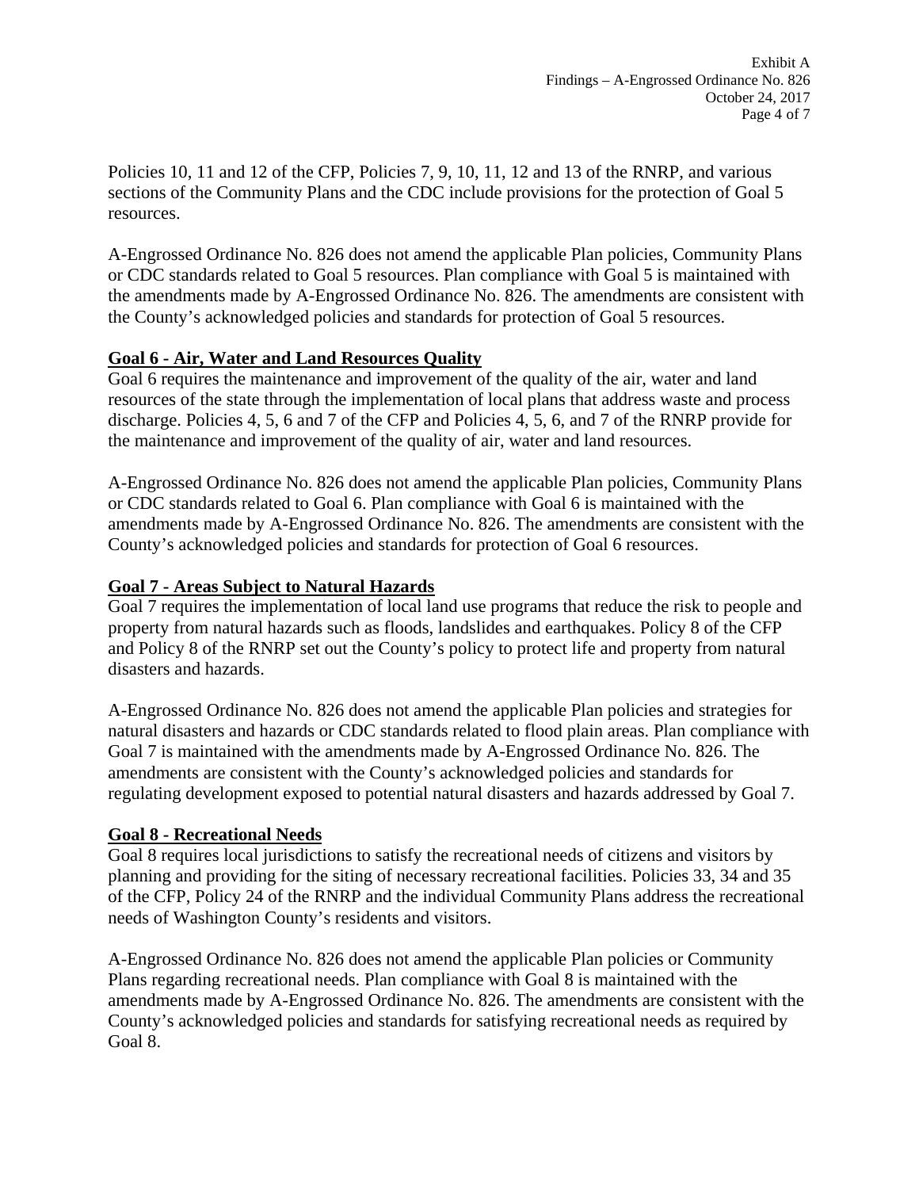Policies 10, 11 and 12 of the CFP, Policies 7, 9, 10, 11, 12 and 13 of the RNRP, and various sections of the Community Plans and the CDC include provisions for the protection of Goal 5 resources.

A-Engrossed Ordinance No. 826 does not amend the applicable Plan policies, Community Plans or CDC standards related to Goal 5 resources. Plan compliance with Goal 5 is maintained with the amendments made by A-Engrossed Ordinance No. 826. The amendments are consistent with the County's acknowledged policies and standards for protection of Goal 5 resources.

**Goal 6 - Air, Water and Land Resources Quality**

Goal 6 requires the maintenance and improvement of the quality of the air, water and land resources of the state through the implementation of local plans that address waste and process discharge. Policies 4, 5, 6 and 7 of the CFP and Policies 4, 5, 6, and 7 of the RNRP provide for the maintenance and improvement of the quality of air, water and land resources.

A-Engrossed Ordinance No. 826 does not amend the applicable Plan policies, Community Plans or CDC standards related to Goal 6. Plan compliance with Goal 6 is maintained with the amendments made by A-Engrossed Ordinance No. 826. The amendments are consistent with the County's acknowledged policies and standards for protection of Goal 6 resources.

**Goal 7 - Areas Subject to Natural Hazards**

Goal 7 requires the implementation of local land use programs that reduce the risk to people and property from natural hazards such as floods, landslides and earthquakes. Policy 8 of the CFP and Policy 8 of the RNRP set out the County's policy to protect life and property from natural disasters and hazards.

A-Engrossed Ordinance No. 826 does not amend the applicable Plan policies and strategies for natural disasters and hazards or CDC standards related to flood plain areas. Plan compliance with Goal 7 is maintained with the amendments made by A-Engrossed Ordinance No. 826. The amendments are consistent with the County's acknowledged policies and standards for regulating development exposed to potential natural disasters and hazards addressed by Goal 7.

**Goal 8 - Recreational Needs**

Goal 8 requires local jurisdictions to satisfy the recreational needs of citizens and visitors by planning and providing for the siting of necessary recreational facilities. Policies 33, 34 and 35 of the CFP, Policy 24 of the RNRP and the individual Community Plans address the recreational needs of Washington County's residents and visitors.

A-Engrossed Ordinance No. 826 does not amend the applicable Plan policies or Community Plans regarding recreational needs. Plan compliance with Goal 8 is maintained with the amendments made by A-Engrossed Ordinance No. 826. The amendments are consistent with the County's acknowledged policies and standards for satisfying recreational needs as required by Goal 8.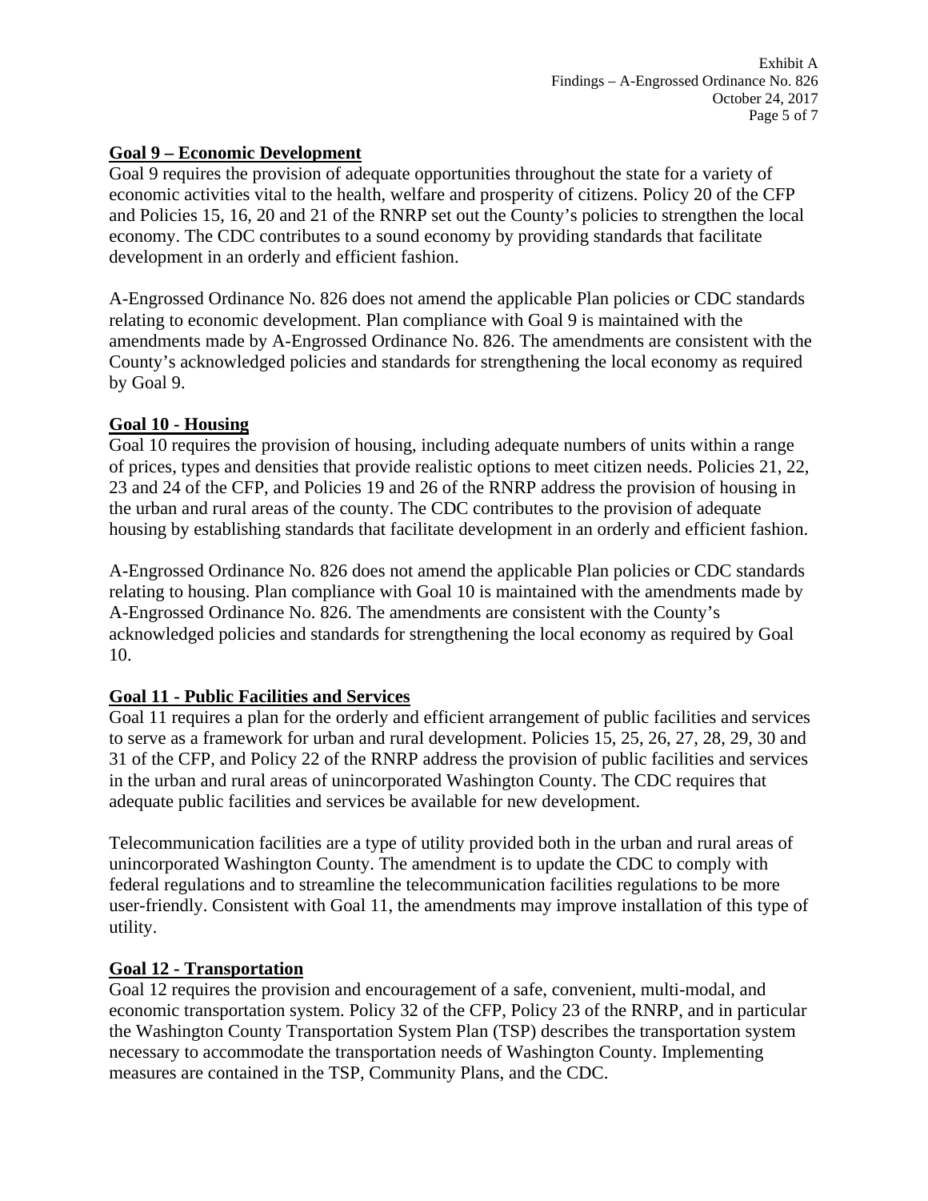**Goal 9 – Economic Development**

Goal 9 requires the provision of adequate opportunities throughout the state for a variety of economic activities vital to the health, welfare and prosperity of citizens. Policy 20 of the CFP and Policies 15, 16, 20 and 21 of the RNRP set out the County's policies to strengthen the local economy. The CDC contributes to a sound economy by providing standards that facilitate development in an orderly and efficient fashion.

A-Engrossed Ordinance No. 826 does not amend the applicable Plan policies or CDC standards relating to economic development. Plan compliance with Goal 9 is maintained with the amendments made by A-Engrossed Ordinance No. 826. The amendments are consistent with the County's acknowledged policies and standards for strengthening the local economy as required by Goal 9.

**Goal 10 - Housing**

Goal 10 requires the provision of housing, including adequate numbers of units within a range of prices, types and densities that provide realistic options to meet citizen needs. Policies 21, 22, 23 and 24 of the CFP, and Policies 19 and 26 of the RNRP address the provision of housing in the urban and rural areas of the county. The CDC contributes to the provision of adequate housing by establishing standards that facilitate development in an orderly and efficient fashion.

A-Engrossed Ordinance No. 826 does not amend the applicable Plan policies or CDC standards relating to housing. Plan compliance with Goal 10 is maintained with the amendments made by A-Engrossed Ordinance No. 826. The amendments are consistent with the County's acknowledged policies and standards for strengthening the local economy as required by Goal 10.

**Goal 11 - Public Facilities and Services**

Goal 11 requires a plan for the orderly and efficient arrangement of public facilities and services to serve as a framework for urban and rural development. Policies 15, 25, 26, 27, 28, 29, 30 and 31 of the CFP, and Policy 22 of the RNRP address the provision of public facilities and services in the urban and rural areas of unincorporated Washington County. The CDC requires that adequate public facilities and services be available for new development.

Telecommunication facilities are a type of utility provided both in the urban and rural areas of unincorporated Washington County. The amendment is to update the CDC to comply with federal regulations and to streamline the telecommunication facilities regulations to be more user-friendly. Consistent with Goal 11, the amendments may improve installation of this type of utility.

**Goal 12 - Transportation**

Goal 12 requires the provision and encouragement of a safe, convenient, multi-modal, and economic transportation system. Policy 32 of the CFP, Policy 23 of the RNRP, and in particular the Washington County Transportation System Plan (TSP) describes the transportation system necessary to accommodate the transportation needs of Washington County. Implementing measures are contained in the TSP, Community Plans, and the CDC.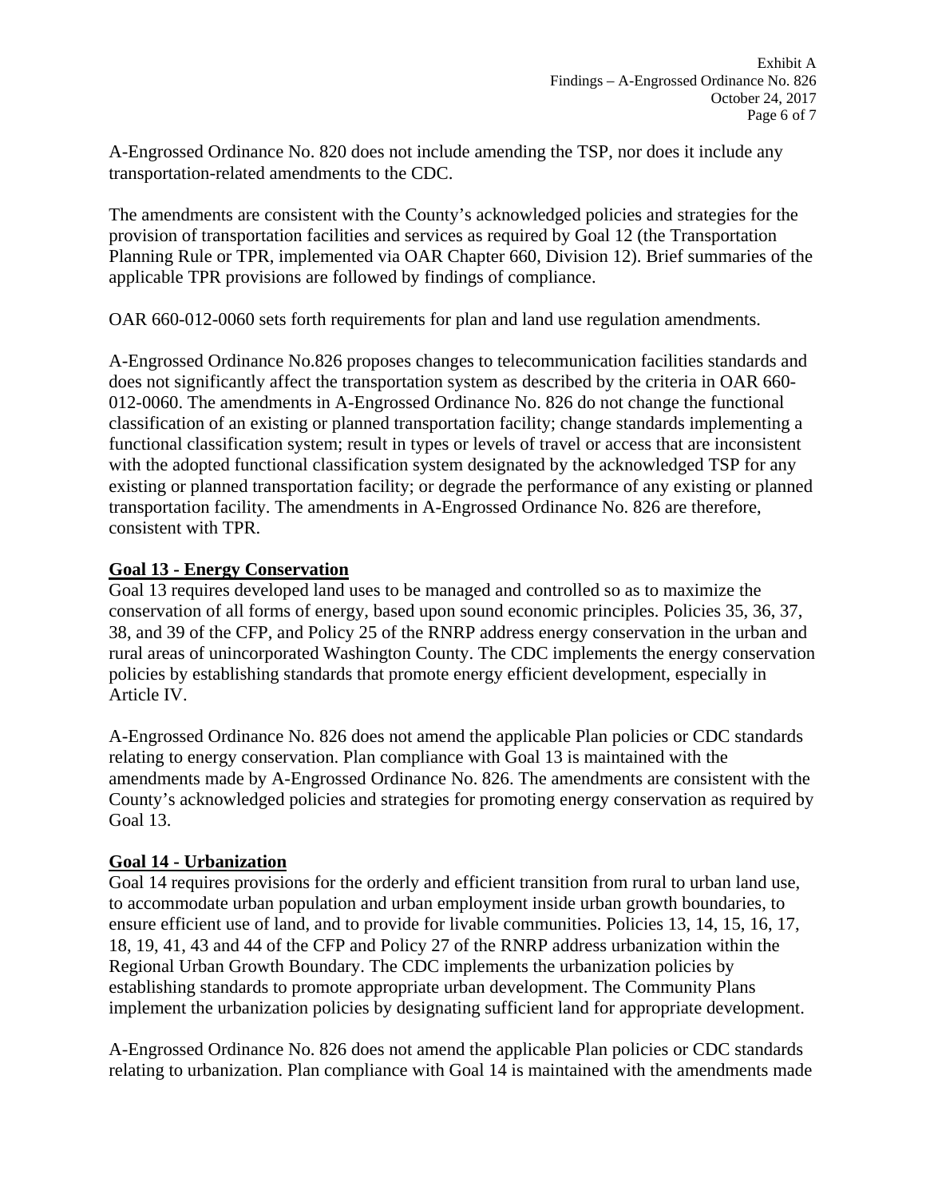A-Engrossed Ordinance No. 820 does not include amending the TSP, nor does it include any transportation-related amendments to the CDC.

The amendments are consistent with the County's acknowledged policies and strategies for the provision of transportation facilities and services as required by Goal 12 (the Transportation Planning Rule or TPR, implemented via OAR Chapter 660, Division 12). Brief summaries of the applicable TPR provisions are followed by findings of compliance.

OAR 660-012-0060 sets forth requirements for plan and land use regulation amendments.

A-Engrossed Ordinance No.826 proposes changes to telecommunication facilities standards and does not significantly affect the transportation system as described by the criteria in OAR 660-012-0060. The amendments in A-Engrossed Ordinance No. 826 do not change the functional classification of an existing or planned transportation facility; change standards implementing a functional classification system; result in types or levels of travel or access that are inconsistent with the adopted functional classification system designated by the acknowledged TSP for any existing or planned transportation facility; or degrade the performance of any existing or planned transportation facility. The amendments in A-Engrossed Ordinance No. 826 are therefore, consistent with TPR.

**Goal 13 - Energy Conservation**

Goal 13 requires developed land uses to be managed and controlled so as to maximize the conservation of all forms of energy, based upon sound economic principles. Policies 35, 36, 37, 38, and 39 of the CFP, and Policy 25 of the RNRP address energy conservation in the urban and rural areas of unincorporated Washington County. The CDC implements the energy conservation policies by establishing standards that promote energy efficient development, especially in Article IV.

A-Engrossed Ordinance No. 826 does not amend the applicable Plan policies or CDC standards relating to energy conservation. Plan compliance with Goal 13 is maintained with the amendments made by A-Engrossed Ordinance No. 826. The amendments are consistent with the County's acknowledged policies and strategies for promoting energy conservation as required by Goal 13.

**Goal 14 - Urbanization**

Goal 14 requires provisions for the orderly and efficient transition from rural to urban land use, to accommodate urban population and urban employment inside urban growth boundaries, to ensure efficient use of land, and to provide for livable communities. Policies 13, 14, 15, 16, 17, 18, 19, 41, 43 and 44 of the CFP and Policy 27 of the RNRP address urbanization within the Regional Urban Growth Boundary. The CDC implements the urbanization policies by establishing standards to promote appropriate urban development. The Community Plans implement the urbanization policies by designating sufficient land for appropriate development.

A-Engrossed Ordinance No. 826 does not amend the applicable Plan policies or CDC standards relating to urbanization. Plan compliance with Goal 14 is maintained with the amendments made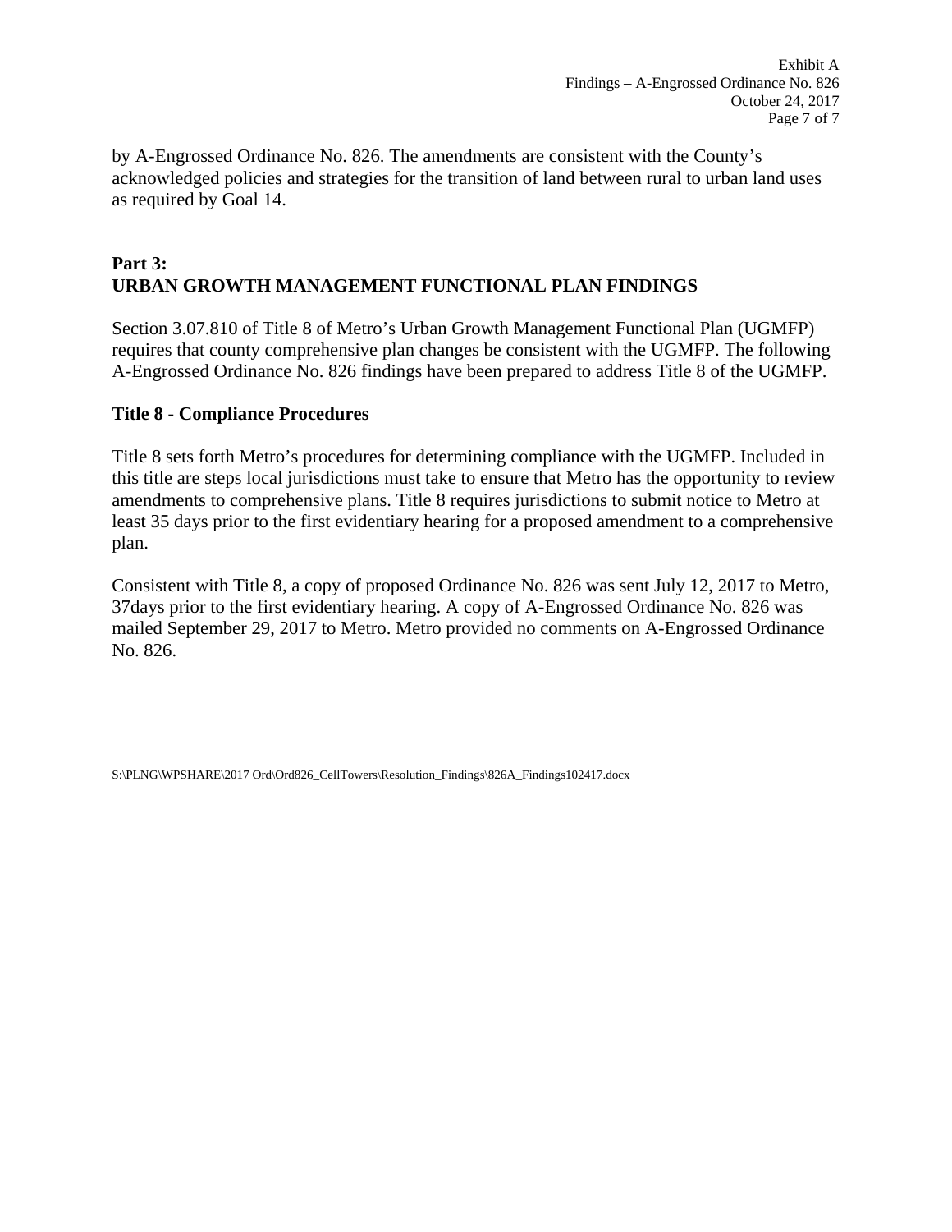by A-Engrossed Ordinance No. 826. The amendments are consistent with the County's acknowledged policies and strategies for the transition of land between rural to urban land uses as required by Goal 14.

## Part 3:
## URBAN GROWTH MANAGEMENT FUNCTIONAL PLAN FINDINGS

Section 3.07.810 of Title 8 of Metro's Urban Growth Management Functional Plan (UGMFP) requires that county comprehensive plan changes be consistent with the UGMFP. The following A-Engrossed Ordinance No. 826 findings have been prepared to address Title 8 of the UGMFP.

### Title 8 - Compliance Procedures

Title 8 sets forth Metro's procedures for determining compliance with the UGMFP. Included in this title are steps local jurisdictions must take to ensure that Metro has the opportunity to review amendments to comprehensive plans. Title 8 requires jurisdictions to submit notice to Metro at least 35 days prior to the first evidentiary hearing for a proposed amendment to a comprehensive plan.

Consistent with Title 8, a copy of proposed Ordinance No. 826 was sent July 12, 2017 to Metro, 37days prior to the first evidentiary hearing. A copy of A-Engrossed Ordinance No. 826 was mailed September 29, 2017 to Metro. Metro provided no comments on A-Engrossed Ordinance No. 826.

S:\PLNG\WPSHARE\2017 Ord\Ord826_CellTowers\Resolution_Findings\826A_Findings102417.docx